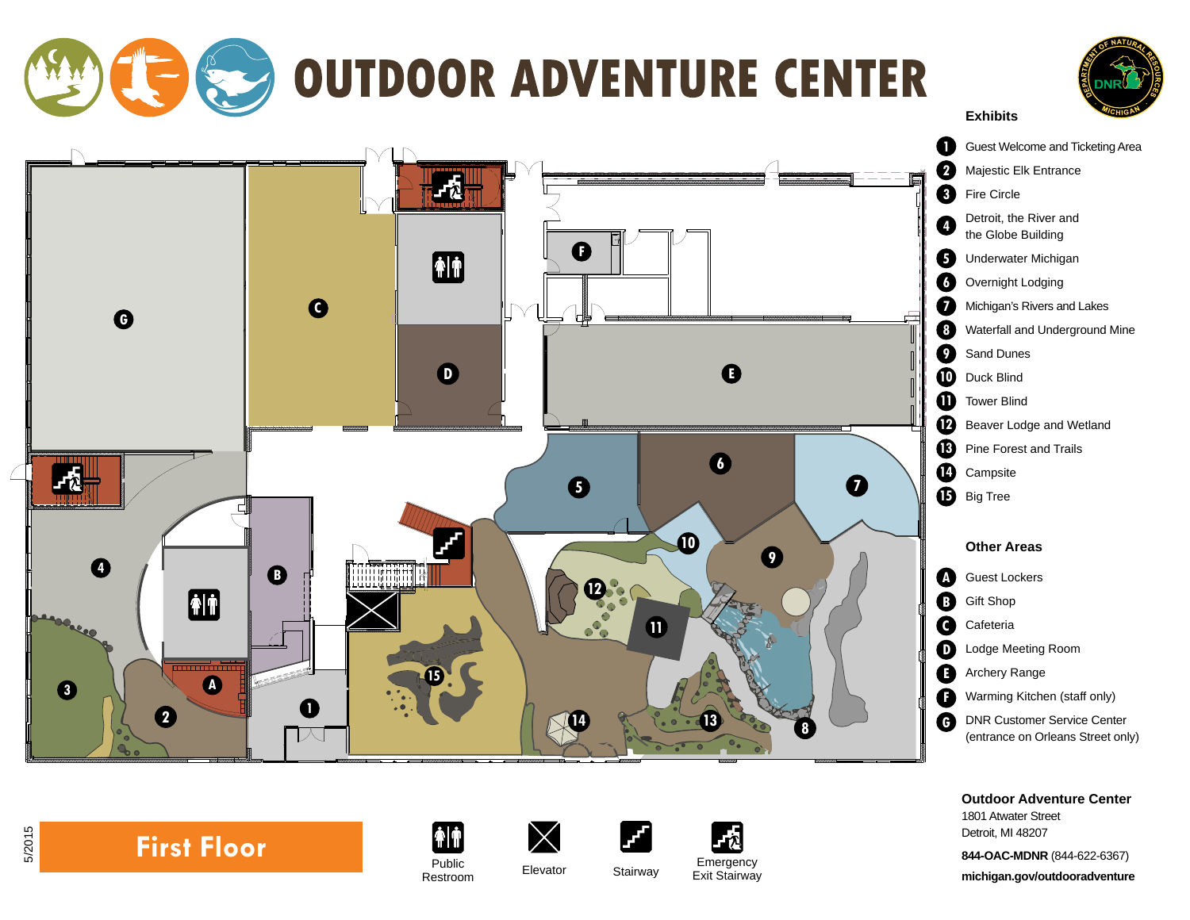# OUTDOOR ADVENTURE CENTER

## Exhibits

1. Guest Welcome and Ticketing Area
2. Majestic Elk Entrance
3. Fire Circle
4. Detroit, the River and the Globe Building
5. Underwater Michigan
6. Overnight Lodging
7. Michigan's Rivers and Lakes
8. Waterfall and Underground Mine
9. Sand Dunes
10. Duck Blind
11. Tower Blind
12. Beaver Lodge and Wetland
13. Pine Forest and Trails
14. Campsite
15. Big Tree

## Other Areas

- **A** Guest Lockers
- **B** Gift Shop
- **C** Cafeteria
- **D** Lodge Meeting Room
- **E** Archery Range
- **F** Warming Kitchen (staff only)
- **G** DNR Customer Service Center (entrance on Orleans Street only)

## First Floor

Public Restroom | Elevator | Stairway | Emergency Exit Stairway

**Outdoor Adventure Center**
1801 Atwater Street
Detroit, MI 48207

**844-OAC-MDNR** (844-622-6367)

**michigan.gov/outdooradventure**

5/2015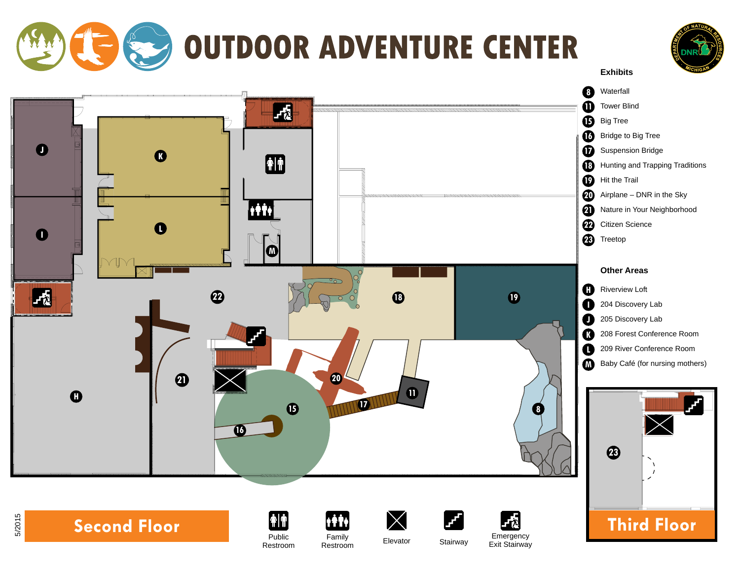# OUTDOOR ADVENTURE CENTER

### Exhibits

- 8 Waterfall
- 11 Tower Blind
- 15 Big Tree
- 16 Bridge to Big Tree
- 17 Suspension Bridge
- 18 Hunting and Trapping Traditions
- 19 Hit the Trail
- 20 Airplane – DNR in the Sky
- 21 Nature in Your Neighborhood
- 22 Citizen Science
- 23 Treetop

### Other Areas

- H Riverview Loft
- I 204 Discovery Lab
- J 205 Discovery Lab
- K 208 Forest Conference Room
- L 209 River Conference Room
- M Baby Café (for nursing mothers)

Second Floor

Third Floor

Public Restroom

Family Restroom

Elevator

Stairway

Emergency Exit Stairway

5/2015